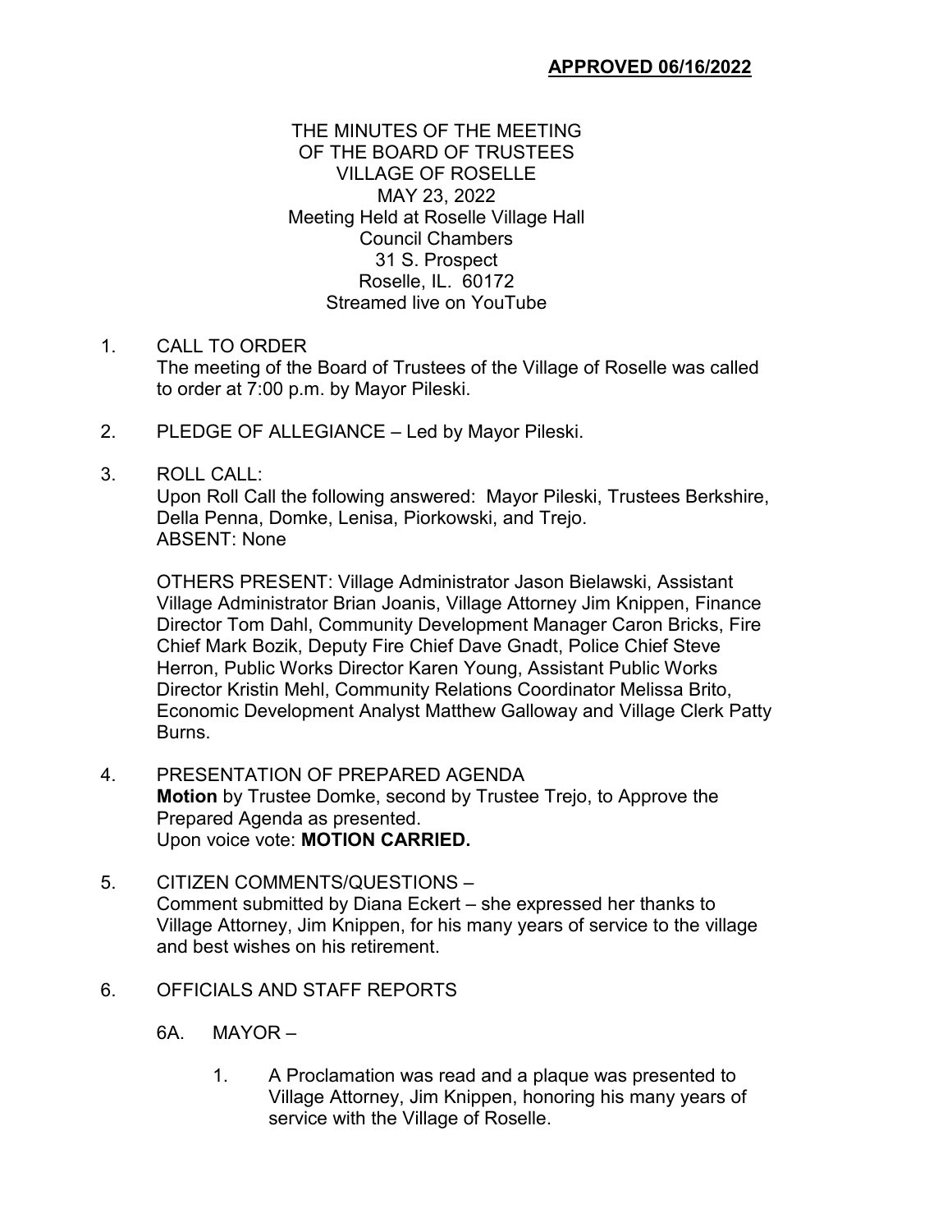**APPROVED 06/16/2022**

THE MINUTES OF THE MEETING
OF THE BOARD OF TRUSTEES
VILLAGE OF ROSELLE
MAY 23, 2022
Meeting Held at Roselle Village Hall
Council Chambers
31 S. Prospect
Roselle, IL. 60172
Streamed live on YouTube

1. CALL TO ORDER
   The meeting of the Board of Trustees of the Village of Roselle was called to order at 7:00 p.m. by Mayor Pileski.

2. PLEDGE OF ALLEGIANCE – Led by Mayor Pileski.

3. ROLL CALL:
   Upon Roll Call the following answered: Mayor Pileski, Trustees Berkshire, Della Penna, Domke, Lenisa, Piorkowski, and Trejo.
   ABSENT: None

   OTHERS PRESENT: Village Administrator Jason Bielawski, Assistant Village Administrator Brian Joanis, Village Attorney Jim Knippen, Finance Director Tom Dahl, Community Development Manager Caron Bricks, Fire Chief Mark Bozik, Deputy Fire Chief Dave Gnadt, Police Chief Steve Herron, Public Works Director Karen Young, Assistant Public Works Director Kristin Mehl, Community Relations Coordinator Melissa Brito, Economic Development Analyst Matthew Galloway and Village Clerk Patty Burns.

4. PRESENTATION OF PREPARED AGENDA
   **Motion** by Trustee Domke, second by Trustee Trejo, to Approve the Prepared Agenda as presented.
   Upon voice vote: **MOTION CARRIED.**

5. CITIZEN COMMENTS/QUESTIONS –
   Comment submitted by Diana Eckert – she expressed her thanks to Village Attorney, Jim Knippen, for his many years of service to the village and best wishes on his retirement.

6. OFFICIALS AND STAFF REPORTS

   6A. MAYOR –

      1. A Proclamation was read and a plaque was presented to Village Attorney, Jim Knippen, honoring his many years of service with the Village of Roselle.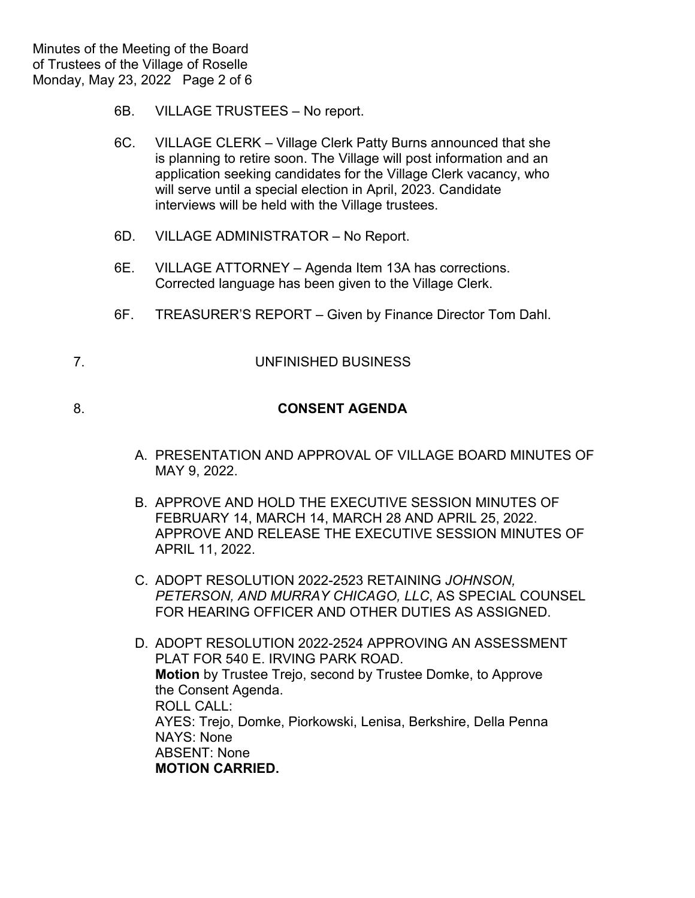6B. VILLAGE TRUSTEES – No report.

6C. VILLAGE CLERK – Village Clerk Patty Burns announced that she is planning to retire soon. The Village will post information and an application seeking candidates for the Village Clerk vacancy, who will serve until a special election in April, 2023. Candidate interviews will be held with the Village trustees.

6D. VILLAGE ADMINISTRATOR – No Report.

6E. VILLAGE ATTORNEY – Agenda Item 13A has corrections. Corrected language has been given to the Village Clerk.

6F. TREASURER'S REPORT – Given by Finance Director Tom Dahl.

7. UNFINISHED BUSINESS

8. **CONSENT AGENDA**

A. PRESENTATION AND APPROVAL OF VILLAGE BOARD MINUTES OF MAY 9, 2022.

B. APPROVE AND HOLD THE EXECUTIVE SESSION MINUTES OF FEBRUARY 14, MARCH 14, MARCH 28 AND APRIL 25, 2022. APPROVE AND RELEASE THE EXECUTIVE SESSION MINUTES OF APRIL 11, 2022.

C. ADOPT RESOLUTION 2022-2523 RETAINING *JOHNSON, PETERSON, AND MURRAY CHICAGO, LLC*, AS SPECIAL COUNSEL FOR HEARING OFFICER AND OTHER DUTIES AS ASSIGNED.

D. ADOPT RESOLUTION 2022-2524 APPROVING AN ASSESSMENT PLAT FOR 540 E. IRVING PARK ROAD.
**Motion** by Trustee Trejo, second by Trustee Domke, to Approve the Consent Agenda.
ROLL CALL:
AYES: Trejo, Domke, Piorkowski, Lenisa, Berkshire, Della Penna
NAYS: None
ABSENT: None
**MOTION CARRIED.**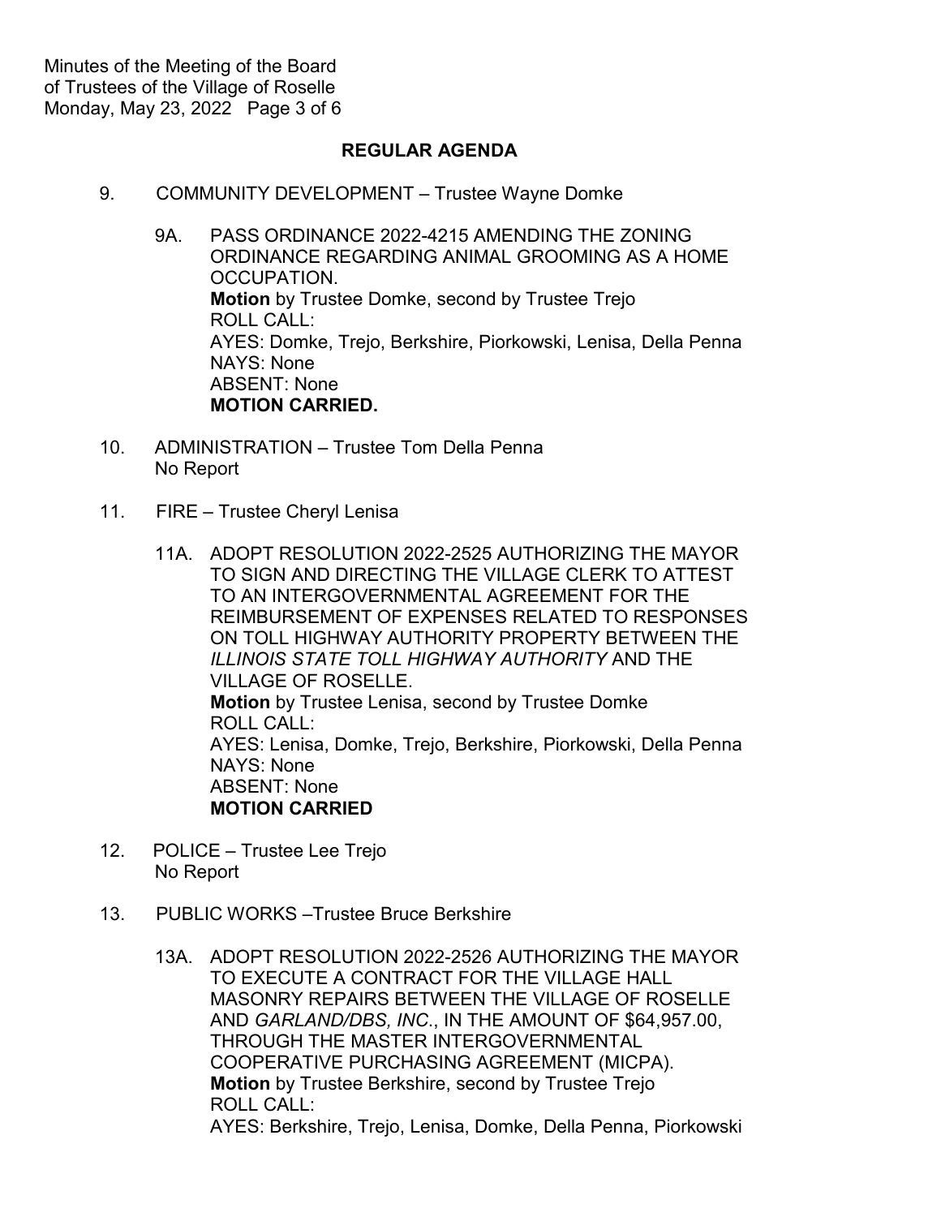## REGULAR AGENDA

9. COMMUNITY DEVELOPMENT – Trustee Wayne Domke

   9A. PASS ORDINANCE 2022-4215 AMENDING THE ZONING ORDINANCE REGARDING ANIMAL GROOMING AS A HOME OCCUPATION.
   **Motion** by Trustee Domke, second by Trustee Trejo
   ROLL CALL:
   AYES: Domke, Trejo, Berkshire, Piorkowski, Lenisa, Della Penna
   NAYS: None
   ABSENT: None
   **MOTION CARRIED.**

10. ADMINISTRATION – Trustee Tom Della Penna
    No Report

11. FIRE – Trustee Cheryl Lenisa

    11A. ADOPT RESOLUTION 2022-2525 AUTHORIZING THE MAYOR TO SIGN AND DIRECTING THE VILLAGE CLERK TO ATTEST TO AN INTERGOVERNMENTAL AGREEMENT FOR THE REIMBURSEMENT OF EXPENSES RELATED TO RESPONSES ON TOLL HIGHWAY AUTHORITY PROPERTY BETWEEN THE *ILLINOIS STATE TOLL HIGHWAY AUTHORITY* AND THE VILLAGE OF ROSELLE.
    **Motion** by Trustee Lenisa, second by Trustee Domke
    ROLL CALL:
    AYES: Lenisa, Domke, Trejo, Berkshire, Piorkowski, Della Penna
    NAYS: None
    ABSENT: None
    **MOTION CARRIED**

12. POLICE – Trustee Lee Trejo
    No Report

13. PUBLIC WORKS –Trustee Bruce Berkshire

    13A. ADOPT RESOLUTION 2022-2526 AUTHORIZING THE MAYOR TO EXECUTE A CONTRACT FOR THE VILLAGE HALL MASONRY REPAIRS BETWEEN THE VILLAGE OF ROSELLE AND *GARLAND/DBS, INC*., IN THE AMOUNT OF $64,957.00, THROUGH THE MASTER INTERGOVERNMENTAL COOPERATIVE PURCHASING AGREEMENT (MICPA).
    **Motion** by Trustee Berkshire, second by Trustee Trejo
    ROLL CALL:
    AYES: Berkshire, Trejo, Lenisa, Domke, Della Penna, Piorkowski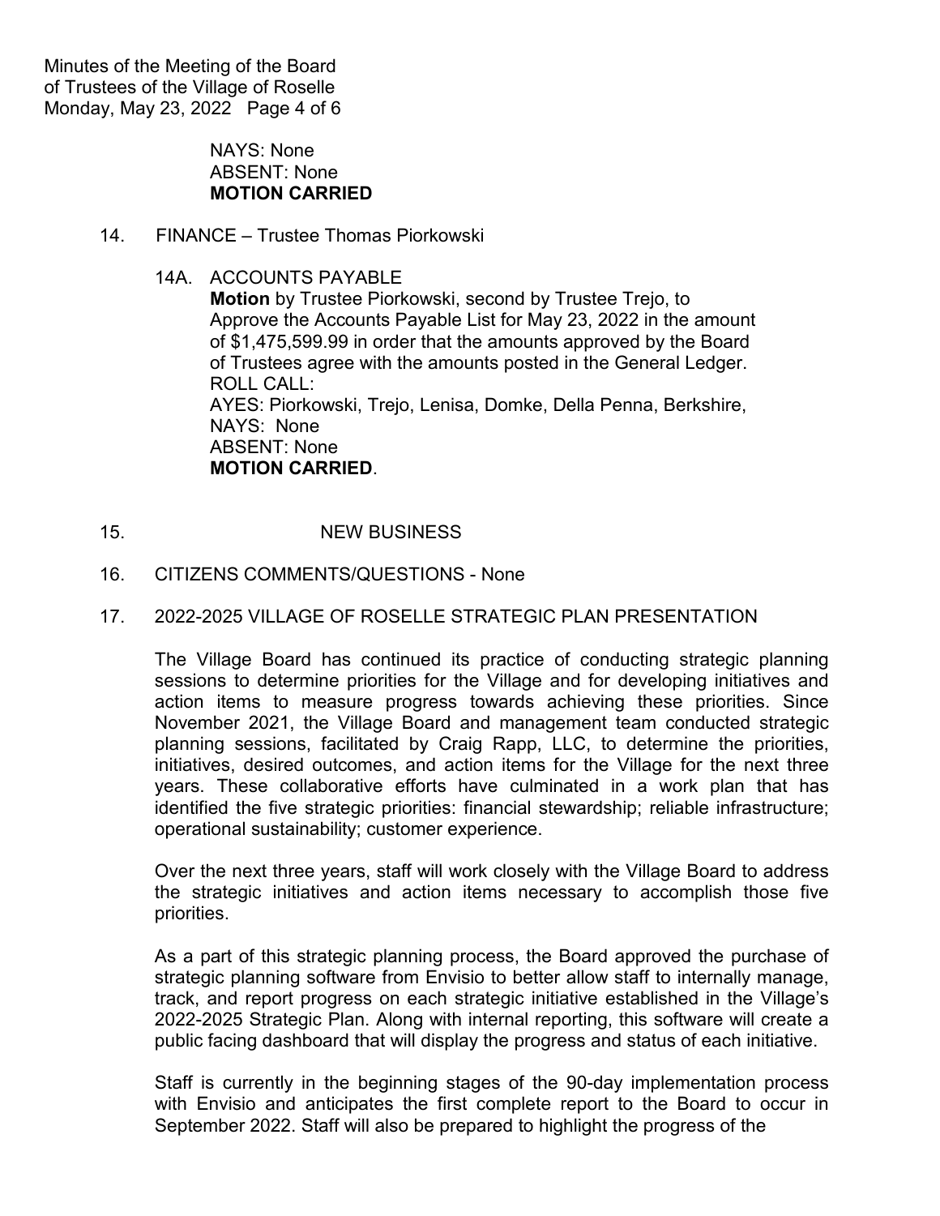NAYS: None
ABSENT: None
**MOTION CARRIED**

14. FINANCE – Trustee Thomas Piorkowski

14A. ACCOUNTS PAYABLE
**Motion** by Trustee Piorkowski, second by Trustee Trejo, to Approve the Accounts Payable List for May 23, 2022 in the amount of $1,475,599.99 in order that the amounts approved by the Board of Trustees agree with the amounts posted in the General Ledger.
ROLL CALL:
AYES: Piorkowski, Trejo, Lenisa, Domke, Della Penna, Berkshire,
NAYS: None
ABSENT: None
**MOTION CARRIED**.

15. NEW BUSINESS

16. CITIZENS COMMENTS/QUESTIONS - None

17. 2022-2025 VILLAGE OF ROSELLE STRATEGIC PLAN PRESENTATION

The Village Board has continued its practice of conducting strategic planning sessions to determine priorities for the Village and for developing initiatives and action items to measure progress towards achieving these priorities. Since November 2021, the Village Board and management team conducted strategic planning sessions, facilitated by Craig Rapp, LLC, to determine the priorities, initiatives, desired outcomes, and action items for the Village for the next three years. These collaborative efforts have culminated in a work plan that has identified the five strategic priorities: financial stewardship; reliable infrastructure; operational sustainability; customer experience.

Over the next three years, staff will work closely with the Village Board to address the strategic initiatives and action items necessary to accomplish those five priorities.

As a part of this strategic planning process, the Board approved the purchase of strategic planning software from Envisio to better allow staff to internally manage, track, and report progress on each strategic initiative established in the Village's 2022-2025 Strategic Plan. Along with internal reporting, this software will create a public facing dashboard that will display the progress and status of each initiative.

Staff is currently in the beginning stages of the 90-day implementation process with Envisio and anticipates the first complete report to the Board to occur in September 2022. Staff will also be prepared to highlight the progress of the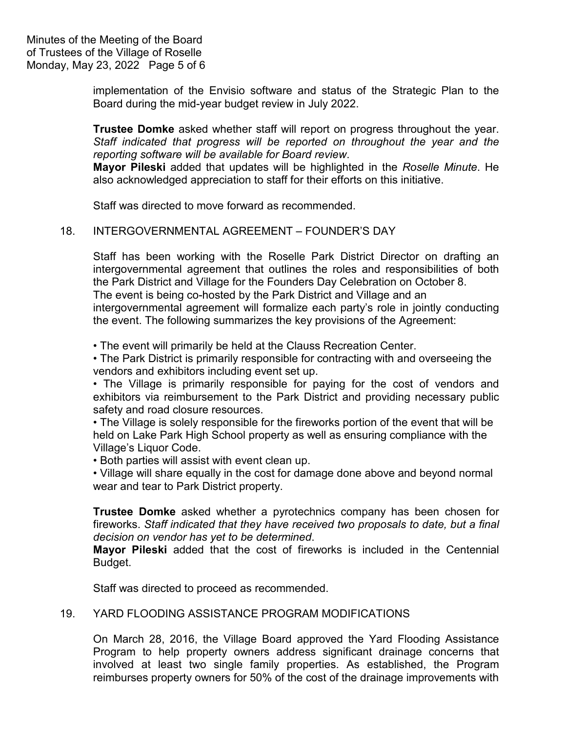implementation of the Envisio software and status of the Strategic Plan to the Board during the mid-year budget review in July 2022.

**Trustee Domke** asked whether staff will report on progress throughout the year. *Staff indicated that progress will be reported on throughout the year and the reporting software will be available for Board review*.
**Mayor Pileski** added that updates will be highlighted in the *Roselle Minute*. He also acknowledged appreciation to staff for their efforts on this initiative.

Staff was directed to move forward as recommended.

## 18. INTERGOVERNMENTAL AGREEMENT – FOUNDER'S DAY

Staff has been working with the Roselle Park District Director on drafting an intergovernmental agreement that outlines the roles and responsibilities of both the Park District and Village for the Founders Day Celebration on October 8. The event is being co-hosted by the Park District and Village and an intergovernmental agreement will formalize each party's role in jointly conducting the event. The following summarizes the key provisions of the Agreement:

- The event will primarily be held at the Clauss Recreation Center.
- The Park District is primarily responsible for contracting with and overseeing the vendors and exhibitors including event set up.
- The Village is primarily responsible for paying for the cost of vendors and exhibitors via reimbursement to the Park District and providing necessary public safety and road closure resources.
- The Village is solely responsible for the fireworks portion of the event that will be held on Lake Park High School property as well as ensuring compliance with the Village's Liquor Code.
- Both parties will assist with event clean up.
- Village will share equally in the cost for damage done above and beyond normal wear and tear to Park District property.

**Trustee Domke** asked whether a pyrotechnics company has been chosen for fireworks. *Staff indicated that they have received two proposals to date, but a final decision on vendor has yet to be determined*.
**Mayor Pileski** added that the cost of fireworks is included in the Centennial Budget.

Staff was directed to proceed as recommended.

## 19. YARD FLOODING ASSISTANCE PROGRAM MODIFICATIONS

On March 28, 2016, the Village Board approved the Yard Flooding Assistance Program to help property owners address significant drainage concerns that involved at least two single family properties. As established, the Program reimburses property owners for 50% of the cost of the drainage improvements with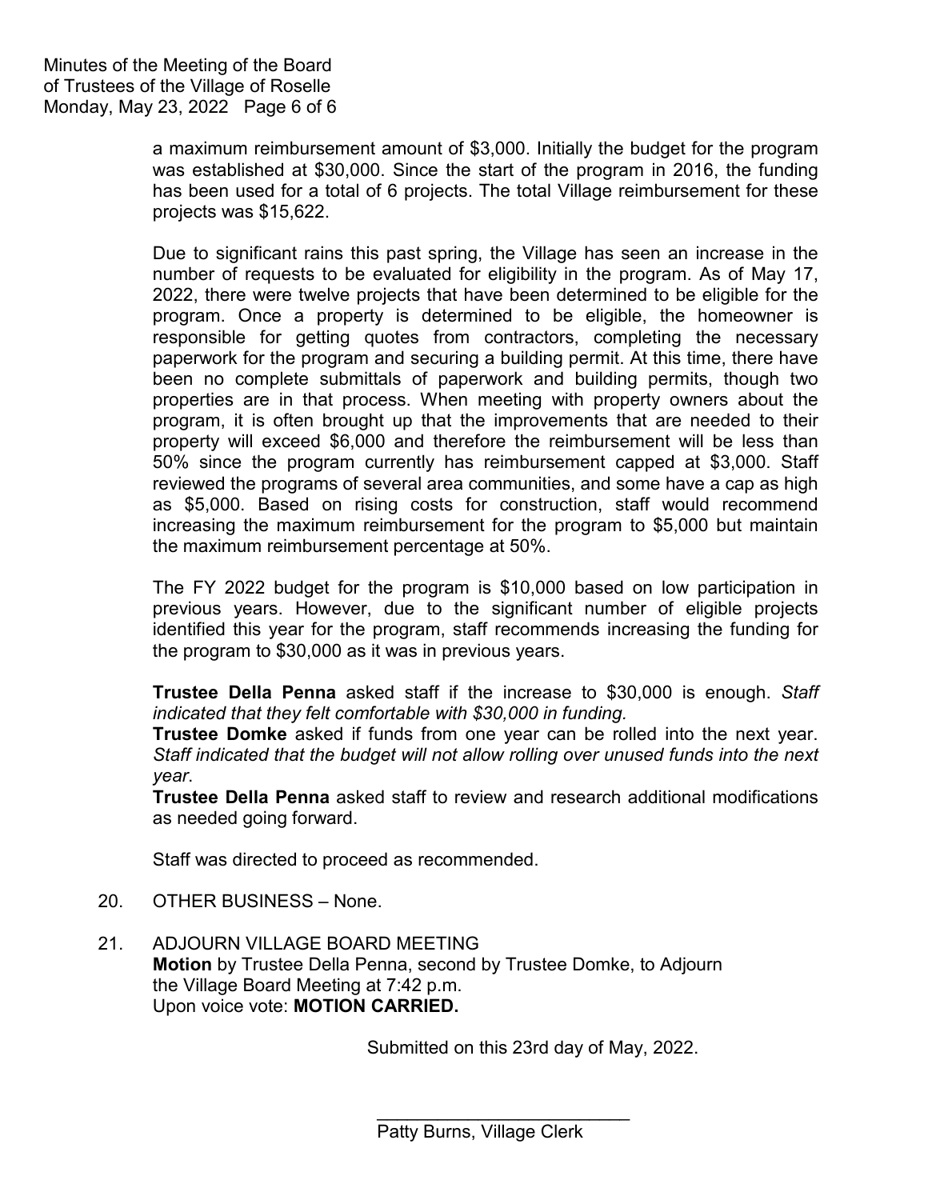a maximum reimbursement amount of $3,000. Initially the budget for the program was established at $30,000. Since the start of the program in 2016, the funding has been used for a total of 6 projects. The total Village reimbursement for these projects was $15,622.

Due to significant rains this past spring, the Village has seen an increase in the number of requests to be evaluated for eligibility in the program. As of May 17, 2022, there were twelve projects that have been determined to be eligible for the program. Once a property is determined to be eligible, the homeowner is responsible for getting quotes from contractors, completing the necessary paperwork for the program and securing a building permit. At this time, there have been no complete submittals of paperwork and building permits, though two properties are in that process. When meeting with property owners about the program, it is often brought up that the improvements that are needed to their property will exceed $6,000 and therefore the reimbursement will be less than 50% since the program currently has reimbursement capped at $3,000. Staff reviewed the programs of several area communities, and some have a cap as high as $5,000. Based on rising costs for construction, staff would recommend increasing the maximum reimbursement for the program to $5,000 but maintain the maximum reimbursement percentage at 50%.

The FY 2022 budget for the program is $10,000 based on low participation in previous years. However, due to the significant number of eligible projects identified this year for the program, staff recommends increasing the funding for the program to $30,000 as it was in previous years.

**Trustee Della Penna** asked staff if the increase to $30,000 is enough. *Staff indicated that they felt comfortable with $30,000 in funding.*
**Trustee Domke** asked if funds from one year can be rolled into the next year. *Staff indicated that the budget will not allow rolling over unused funds into the next year*.
**Trustee Della Penna** asked staff to review and research additional modifications as needed going forward.

Staff was directed to proceed as recommended.

20. OTHER BUSINESS – None.

21. ADJOURN VILLAGE BOARD MEETING
**Motion** by Trustee Della Penna, second by Trustee Domke, to Adjourn the Village Board Meeting at 7:42 p.m.
Upon voice vote: **MOTION CARRIED.**

Submitted on this 23rd day of May, 2022.

\_\_\_\_\_\_\_\_\_\_\_\_\_\_\_\_\_\_\_\_\_\_\_\_\_\_
Patty Burns, Village Clerk